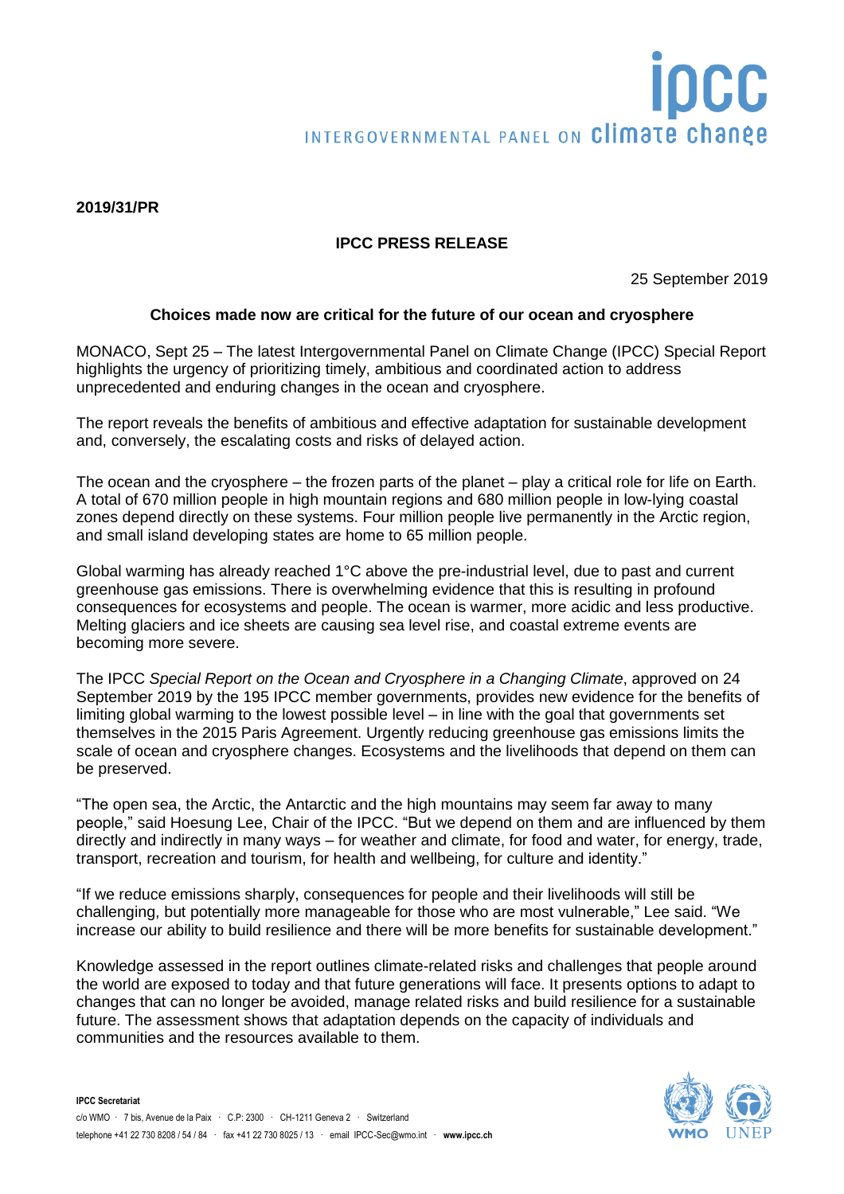**2019/31/PR**

**IPCC PRESS RELEASE**

25 September 2019

**Choices made now are critical for the future of our ocean and cryosphere**

MONACO, Sept 25 – The latest Intergovernmental Panel on Climate Change (IPCC) Special Report highlights the urgency of prioritizing timely, ambitious and coordinated action to address unprecedented and enduring changes in the ocean and cryosphere.

The report reveals the benefits of ambitious and effective adaptation for sustainable development and, conversely, the escalating costs and risks of delayed action.

The ocean and the cryosphere – the frozen parts of the planet – play a critical role for life on Earth. A total of 670 million people in high mountain regions and 680 million people in low-lying coastal zones depend directly on these systems. Four million people live permanently in the Arctic region, and small island developing states are home to 65 million people.

Global warming has already reached 1°C above the pre-industrial level, due to past and current greenhouse gas emissions. There is overwhelming evidence that this is resulting in profound consequences for ecosystems and people. The ocean is warmer, more acidic and less productive. Melting glaciers and ice sheets are causing sea level rise, and coastal extreme events are becoming more severe.

The IPCC *Special Report on the Ocean and Cryosphere in a Changing Climate*, approved on 24 September 2019 by the 195 IPCC member governments, provides new evidence for the benefits of limiting global warming to the lowest possible level – in line with the goal that governments set themselves in the 2015 Paris Agreement. Urgently reducing greenhouse gas emissions limits the scale of ocean and cryosphere changes. Ecosystems and the livelihoods that depend on them can be preserved.

"The open sea, the Arctic, the Antarctic and the high mountains may seem far away to many people," said Hoesung Lee, Chair of the IPCC. "But we depend on them and are influenced by them directly and indirectly in many ways – for weather and climate, for food and water, for energy, trade, transport, recreation and tourism, for health and wellbeing, for culture and identity."

"If we reduce emissions sharply, consequences for people and their livelihoods will still be challenging, but potentially more manageable for those who are most vulnerable," Lee said. "We increase our ability to build resilience and there will be more benefits for sustainable development."

Knowledge assessed in the report outlines climate-related risks and challenges that people around the world are exposed to today and that future generations will face. It presents options to adapt to changes that can no longer be avoided, manage related risks and build resilience for a sustainable future. The assessment shows that adaptation depends on the capacity of individuals and communities and the resources available to them.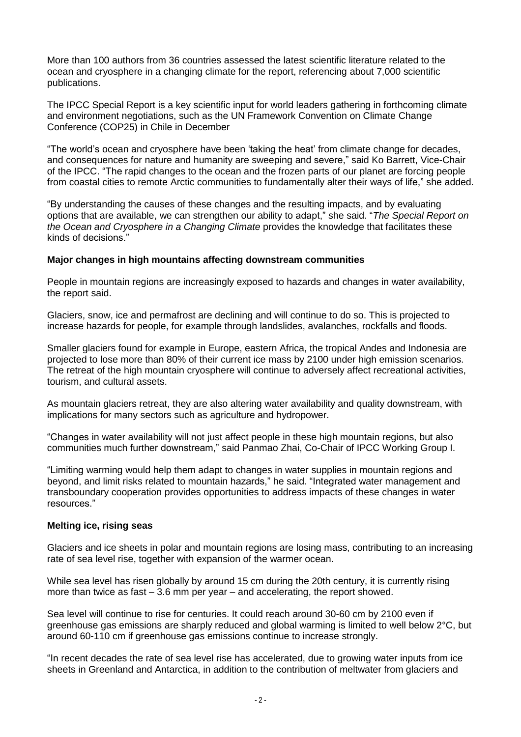More than 100 authors from 36 countries assessed the latest scientific literature related to the ocean and cryosphere in a changing climate for the report, referencing about 7,000 scientific publications.

The IPCC Special Report is a key scientific input for world leaders gathering in forthcoming climate and environment negotiations, such as the UN Framework Convention on Climate Change Conference (COP25) in Chile in December

"The world's ocean and cryosphere have been 'taking the heat' from climate change for decades, and consequences for nature and humanity are sweeping and severe," said Ko Barrett, Vice-Chair of the IPCC. "The rapid changes to the ocean and the frozen parts of our planet are forcing people from coastal cities to remote Arctic communities to fundamentally alter their ways of life," she added.

"By understanding the causes of these changes and the resulting impacts, and by evaluating options that are available, we can strengthen our ability to adapt," she said. "*The Special Report on the Ocean and Cryosphere in a Changing Climate* provides the knowledge that facilitates these kinds of decisions."

**Major changes in high mountains affecting downstream communities**

People in mountain regions are increasingly exposed to hazards and changes in water availability, the report said.

Glaciers, snow, ice and permafrost are declining and will continue to do so. This is projected to increase hazards for people, for example through landslides, avalanches, rockfalls and floods.

Smaller glaciers found for example in Europe, eastern Africa, the tropical Andes and Indonesia are projected to lose more than 80% of their current ice mass by 2100 under high emission scenarios. The retreat of the high mountain cryosphere will continue to adversely affect recreational activities, tourism, and cultural assets.

As mountain glaciers retreat, they are also altering water availability and quality downstream, with implications for many sectors such as agriculture and hydropower.

"Changes in water availability will not just affect people in these high mountain regions, but also communities much further downstream," said Panmao Zhai, Co-Chair of IPCC Working Group I.

"Limiting warming would help them adapt to changes in water supplies in mountain regions and beyond, and limit risks related to mountain hazards," he said. "Integrated water management and transboundary cooperation provides opportunities to address impacts of these changes in water resources."

**Melting ice, rising seas**

Glaciers and ice sheets in polar and mountain regions are losing mass, contributing to an increasing rate of sea level rise, together with expansion of the warmer ocean.

While sea level has risen globally by around 15 cm during the 20th century, it is currently rising more than twice as fast – 3.6 mm per year – and accelerating, the report showed.

Sea level will continue to rise for centuries. It could reach around 30-60 cm by 2100 even if greenhouse gas emissions are sharply reduced and global warming is limited to well below 2°C, but around 60-110 cm if greenhouse gas emissions continue to increase strongly.

"In recent decades the rate of sea level rise has accelerated, due to growing water inputs from ice sheets in Greenland and Antarctica, in addition to the contribution of meltwater from glaciers and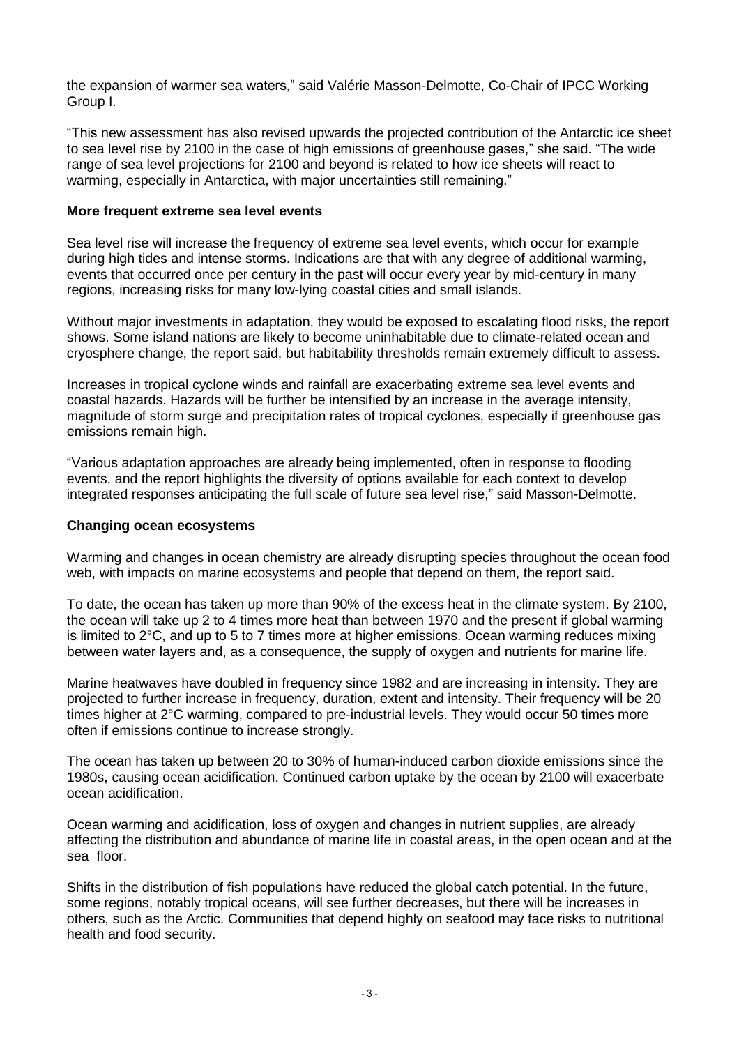the expansion of warmer sea waters," said Valérie Masson-Delmotte, Co-Chair of IPCC Working Group I.

"This new assessment has also revised upwards the projected contribution of the Antarctic ice sheet to sea level rise by 2100 in the case of high emissions of greenhouse gases," she said. "The wide range of sea level projections for 2100 and beyond is related to how ice sheets will react to warming, especially in Antarctica, with major uncertainties still remaining."

**More frequent extreme sea level events**

Sea level rise will increase the frequency of extreme sea level events, which occur for example during high tides and intense storms. Indications are that with any degree of additional warming, events that occurred once per century in the past will occur every year by mid-century in many regions, increasing risks for many low-lying coastal cities and small islands.

Without major investments in adaptation, they would be exposed to escalating flood risks, the report shows. Some island nations are likely to become uninhabitable due to climate-related ocean and cryosphere change, the report said, but habitability thresholds remain extremely difficult to assess.

Increases in tropical cyclone winds and rainfall are exacerbating extreme sea level events and coastal hazards. Hazards will be further be intensified by an increase in the average intensity, magnitude of storm surge and precipitation rates of tropical cyclones, especially if greenhouse gas emissions remain high.

"Various adaptation approaches are already being implemented, often in response to flooding events, and the report highlights the diversity of options available for each context to develop integrated responses anticipating the full scale of future sea level rise," said Masson-Delmotte.

**Changing ocean ecosystems**

Warming and changes in ocean chemistry are already disrupting species throughout the ocean food web, with impacts on marine ecosystems and people that depend on them, the report said.

To date, the ocean has taken up more than 90% of the excess heat in the climate system. By 2100, the ocean will take up 2 to 4 times more heat than between 1970 and the present if global warming is limited to 2°C, and up to 5 to 7 times more at higher emissions. Ocean warming reduces mixing between water layers and, as a consequence, the supply of oxygen and nutrients for marine life.

Marine heatwaves have doubled in frequency since 1982 and are increasing in intensity. They are projected to further increase in frequency, duration, extent and intensity. Their frequency will be 20 times higher at 2°C warming, compared to pre-industrial levels. They would occur 50 times more often if emissions continue to increase strongly.

The ocean has taken up between 20 to 30% of human-induced carbon dioxide emissions since the 1980s, causing ocean acidification. Continued carbon uptake by the ocean by 2100 will exacerbate ocean acidification.

Ocean warming and acidification, loss of oxygen and changes in nutrient supplies, are already affecting the distribution and abundance of marine life in coastal areas, in the open ocean and at the sea floor.

Shifts in the distribution of fish populations have reduced the global catch potential. In the future, some regions, notably tropical oceans, will see further decreases, but there will be increases in others, such as the Arctic. Communities that depend highly on seafood may face risks to nutritional health and food security.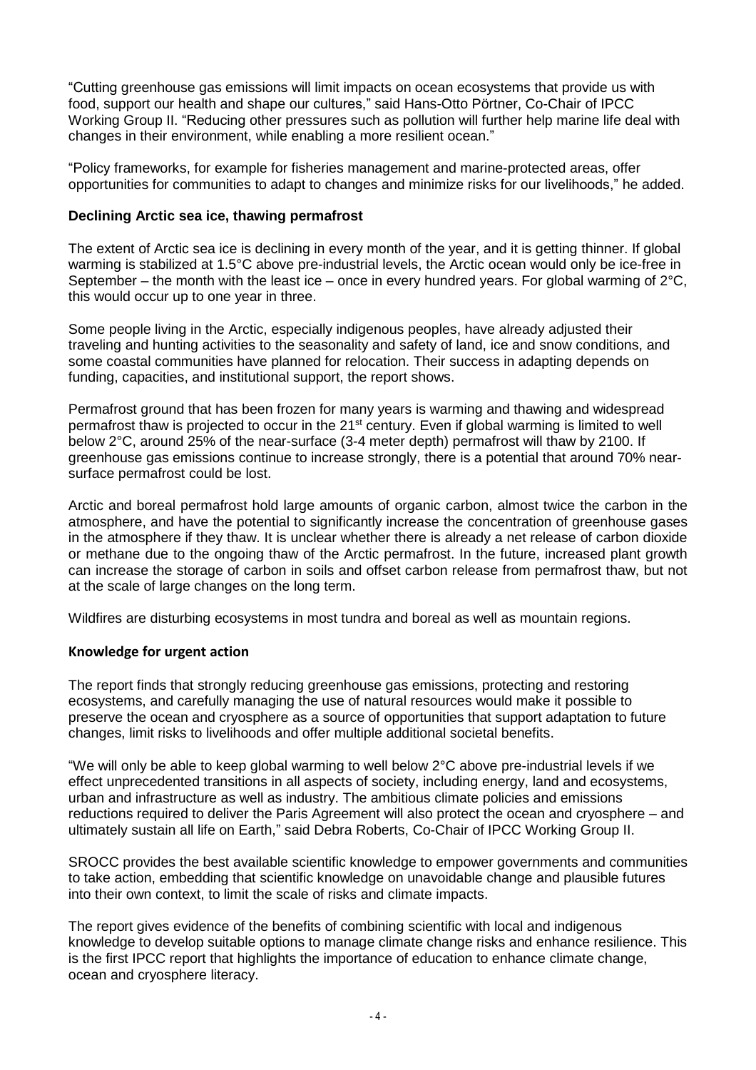"Cutting greenhouse gas emissions will limit impacts on ocean ecosystems that provide us with food, support our health and shape our cultures," said Hans-Otto Pörtner, Co-Chair of IPCC Working Group II. "Reducing other pressures such as pollution will further help marine life deal with changes in their environment, while enabling a more resilient ocean."

"Policy frameworks, for example for fisheries management and marine-protected areas, offer opportunities for communities to adapt to changes and minimize risks for our livelihoods," he added.

**Declining Arctic sea ice, thawing permafrost**

The extent of Arctic sea ice is declining in every month of the year, and it is getting thinner. If global warming is stabilized at 1.5°C above pre-industrial levels, the Arctic ocean would only be ice-free in September – the month with the least ice – once in every hundred years. For global warming of 2°C, this would occur up to one year in three.

Some people living in the Arctic, especially indigenous peoples, have already adjusted their traveling and hunting activities to the seasonality and safety of land, ice and snow conditions, and some coastal communities have planned for relocation. Their success in adapting depends on funding, capacities, and institutional support, the report shows.

Permafrost ground that has been frozen for many years is warming and thawing and widespread permafrost thaw is projected to occur in the 21st century. Even if global warming is limited to well below 2°C, around 25% of the near-surface (3-4 meter depth) permafrost will thaw by 2100. If greenhouse gas emissions continue to increase strongly, there is a potential that around 70% near-surface permafrost could be lost.

Arctic and boreal permafrost hold large amounts of organic carbon, almost twice the carbon in the atmosphere, and have the potential to significantly increase the concentration of greenhouse gases in the atmosphere if they thaw. It is unclear whether there is already a net release of carbon dioxide or methane due to the ongoing thaw of the Arctic permafrost. In the future, increased plant growth can increase the storage of carbon in soils and offset carbon release from permafrost thaw, but not at the scale of large changes on the long term.

Wildfires are disturbing ecosystems in most tundra and boreal as well as mountain regions.

**Knowledge for urgent action**

The report finds that strongly reducing greenhouse gas emissions, protecting and restoring ecosystems, and carefully managing the use of natural resources would make it possible to preserve the ocean and cryosphere as a source of opportunities that support adaptation to future changes, limit risks to livelihoods and offer multiple additional societal benefits.

"We will only be able to keep global warming to well below 2°C above pre-industrial levels if we effect unprecedented transitions in all aspects of society, including energy, land and ecosystems, urban and infrastructure as well as industry. The ambitious climate policies and emissions reductions required to deliver the Paris Agreement will also protect the ocean and cryosphere – and ultimately sustain all life on Earth," said Debra Roberts, Co-Chair of IPCC Working Group II.

SROCC provides the best available scientific knowledge to empower governments and communities to take action, embedding that scientific knowledge on unavoidable change and plausible futures into their own context, to limit the scale of risks and climate impacts.

The report gives evidence of the benefits of combining scientific with local and indigenous knowledge to develop suitable options to manage climate change risks and enhance resilience. This is the first IPCC report that highlights the importance of education to enhance climate change, ocean and cryosphere literacy.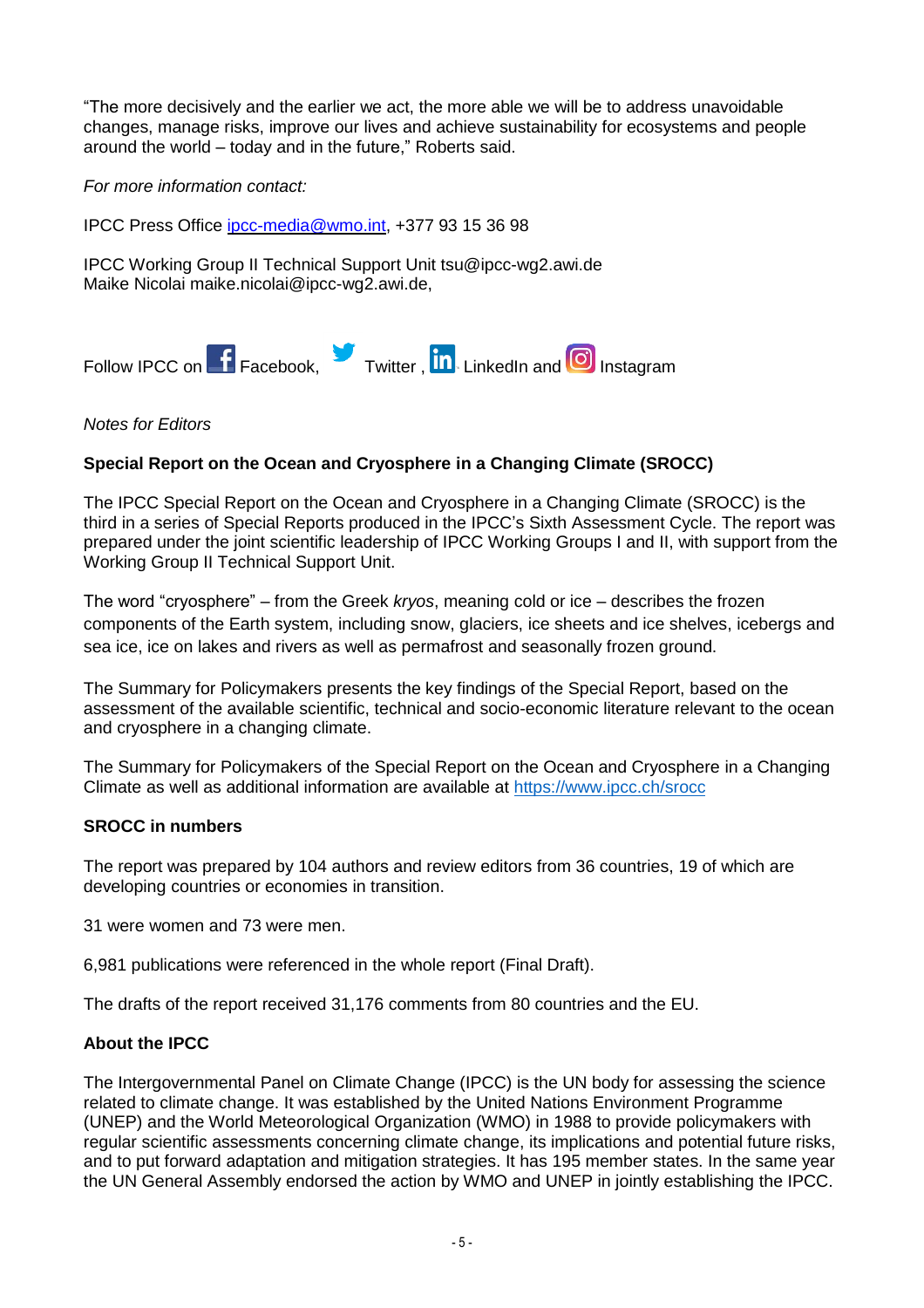"The more decisively and the earlier we act, the more able we will be to address unavoidable changes, manage risks, improve our lives and achieve sustainability for ecosystems and people around the world – today and in the future," Roberts said.

*For more information contact:*

IPCC Press Office [ipcc-media@wmo.int](mailto:ipcc-media@wmo.int), +377 93 15 36 98

IPCC Working Group II Technical Support Unit tsu@ipcc-wg2.awi.de
Maike Nicolai maike.nicolai@ipcc-wg2.awi.de,

Follow IPCC on Facebook, Twitter , LinkedIn and Instagram

*Notes for Editors*

**Special Report on the Ocean and Cryosphere in a Changing Climate (SROCC)**

The IPCC Special Report on the Ocean and Cryosphere in a Changing Climate (SROCC) is the third in a series of Special Reports produced in the IPCC's Sixth Assessment Cycle. The report was prepared under the joint scientific leadership of IPCC Working Groups I and II, with support from the Working Group II Technical Support Unit.

The word "cryosphere" – from the Greek *kryos*, meaning cold or ice – describes the frozen components of the Earth system, including snow, glaciers, ice sheets and ice shelves, icebergs and sea ice, ice on lakes and rivers as well as permafrost and seasonally frozen ground.

The Summary for Policymakers presents the key findings of the Special Report, based on the assessment of the available scientific, technical and socio-economic literature relevant to the ocean and cryosphere in a changing climate.

The Summary for Policymakers of the Special Report on the Ocean and Cryosphere in a Changing Climate as well as additional information are available at [https://www.ipcc.ch/srocc](https://www.ipcc.ch/srocc)

**SROCC in numbers**

The report was prepared by 104 authors and review editors from 36 countries, 19 of which are developing countries or economies in transition.

31 were women and 73 were men.

6,981 publications were referenced in the whole report (Final Draft).

The drafts of the report received 31,176 comments from 80 countries and the EU.

**About the IPCC**

The Intergovernmental Panel on Climate Change (IPCC) is the UN body for assessing the science related to climate change. It was established by the United Nations Environment Programme (UNEP) and the World Meteorological Organization (WMO) in 1988 to provide policymakers with regular scientific assessments concerning climate change, its implications and potential future risks, and to put forward adaptation and mitigation strategies. It has 195 member states. In the same year the UN General Assembly endorsed the action by WMO and UNEP in jointly establishing the IPCC.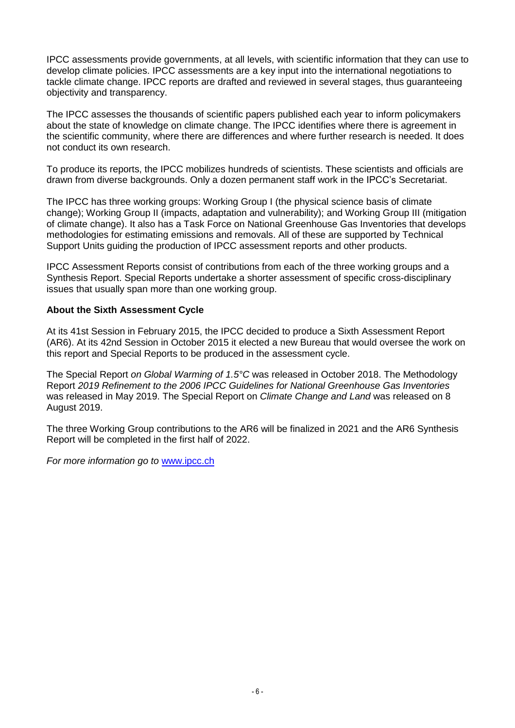IPCC assessments provide governments, at all levels, with scientific information that they can use to develop climate policies. IPCC assessments are a key input into the international negotiations to tackle climate change. IPCC reports are drafted and reviewed in several stages, thus guaranteeing objectivity and transparency.

The IPCC assesses the thousands of scientific papers published each year to inform policymakers about the state of knowledge on climate change. The IPCC identifies where there is agreement in the scientific community, where there are differences and where further research is needed. It does not conduct its own research.

To produce its reports, the IPCC mobilizes hundreds of scientists. These scientists and officials are drawn from diverse backgrounds. Only a dozen permanent staff work in the IPCC's Secretariat.

The IPCC has three working groups: Working Group I (the physical science basis of climate change); Working Group II (impacts, adaptation and vulnerability); and Working Group III (mitigation of climate change). It also has a Task Force on National Greenhouse Gas Inventories that develops methodologies for estimating emissions and removals. All of these are supported by Technical Support Units guiding the production of IPCC assessment reports and other products.

IPCC Assessment Reports consist of contributions from each of the three working groups and a Synthesis Report. Special Reports undertake a shorter assessment of specific cross-disciplinary issues that usually span more than one working group.

**About the Sixth Assessment Cycle**

At its 41st Session in February 2015, the IPCC decided to produce a Sixth Assessment Report (AR6). At its 42nd Session in October 2015 it elected a new Bureau that would oversee the work on this report and Special Reports to be produced in the assessment cycle.

The Special Report *on Global Warming of 1.5°C* was released in October 2018. The Methodology Report *2019 Refinement to the 2006 IPCC Guidelines for National Greenhouse Gas Inventories* was released in May 2019. The Special Report on *Climate Change and Land* was released on 8 August 2019.

The three Working Group contributions to the AR6 will be finalized in 2021 and the AR6 Synthesis Report will be completed in the first half of 2022.

*For more information go to* [www.ipcc.ch](http://www.ipcc.ch)